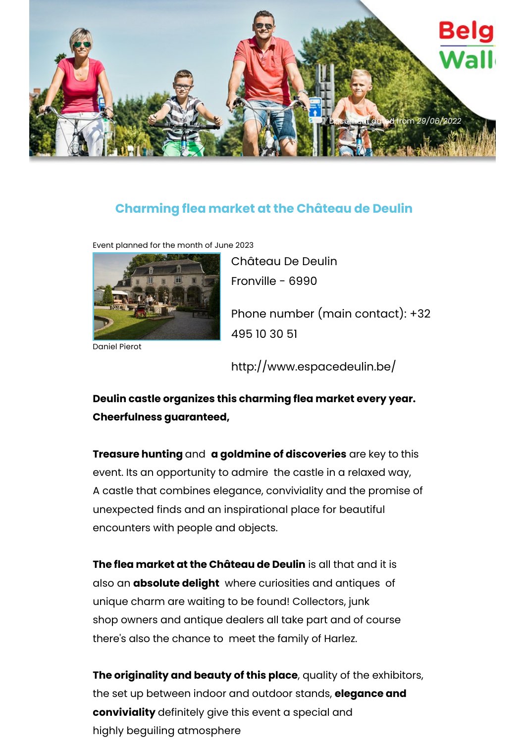Document dated from 29/06/2022

## Charming flea market at the Château de Deulin

Event planned for the month of June 2023

Daniel Pierot

Château De Deulin

Fronville - 6990

Phone number (main contact): +32 495 10 30 51

http://www.espacedeulin.be/

**Deulin castle organizes this charming flea market every year. Cheerfulness guaranteed,**

**Treasure hunting** and **a goldmine of discoveries** are key to this event. Its an opportunity to admire the castle in a relaxed way, A castle that combines elegance, conviviality and the promise of unexpected finds and an inspirational place for beautiful encounters with people and objects.

**The flea market at the Château de Deulin** is all that and it is also an **absolute delight** where curiosities and antiques of unique charm are waiting to be found! Collectors, junk shop owners and antique dealers all take part and of course there's also the chance to meet the family of Harlez.

**The originality and beauty of this place**, quality of the exhibitors, the set up between indoor and outdoor stands, **elegance and conviviality** definitely give this event a special and highly beguiling atmosphere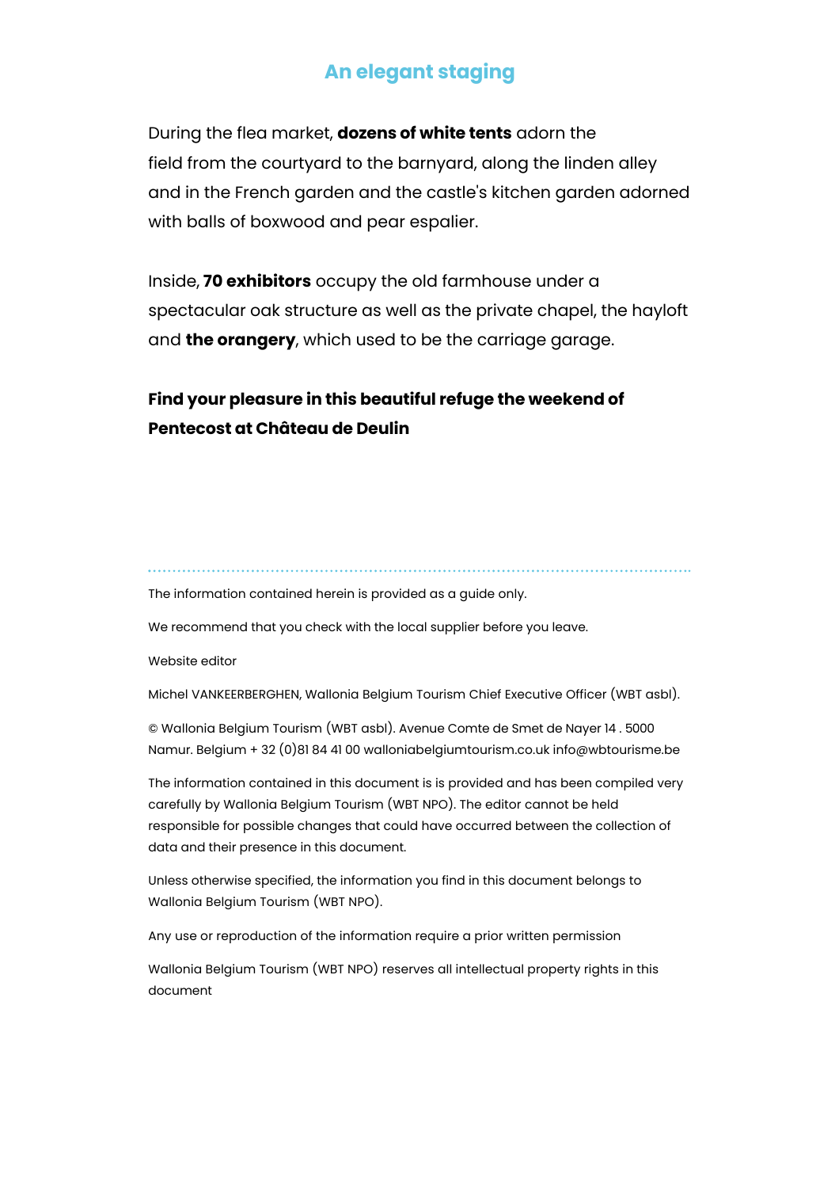## An elegant staging

During the flea market, **dozens of white tents** adorn the field from the courtyard to the barnyard, along the linden alley and in the French garden and the castle's kitchen garden adorned with balls of boxwood and pear espalier.

Inside, **70 exhibitors** occupy the old farmhouse under a spectacular oak structure as well as the private chapel, the hayloft and **the orangery**, which used to be the carriage garage.

**Find your pleasure in this beautiful refuge the weekend of Pentecost at Château de Deulin**

---

The information contained herein is provided as a guide only.

We recommend that you check with the local supplier before you leave.

Website editor

Michel VANKEERBERGHEN, Wallonia Belgium Tourism Chief Executive Officer (WBT asbl).

© Wallonia Belgium Tourism (WBT asbl). Avenue Comte de Smet de Nayer 14 . 5000 Namur. Belgium + 32 (0)81 84 41 00 walloniabelgiumtourism.co.uk info@wbtourisme.be

The information contained in this document is is provided and has been compiled very carefully by Wallonia Belgium Tourism (WBT NPO). The editor cannot be held responsible for possible changes that could have occurred between the collection of data and their presence in this document.

Unless otherwise specified, the information you find in this document belongs to Wallonia Belgium Tourism (WBT NPO).

Any use or reproduction of the information require a prior written permission

Wallonia Belgium Tourism (WBT NPO) reserves all intellectual property rights in this document